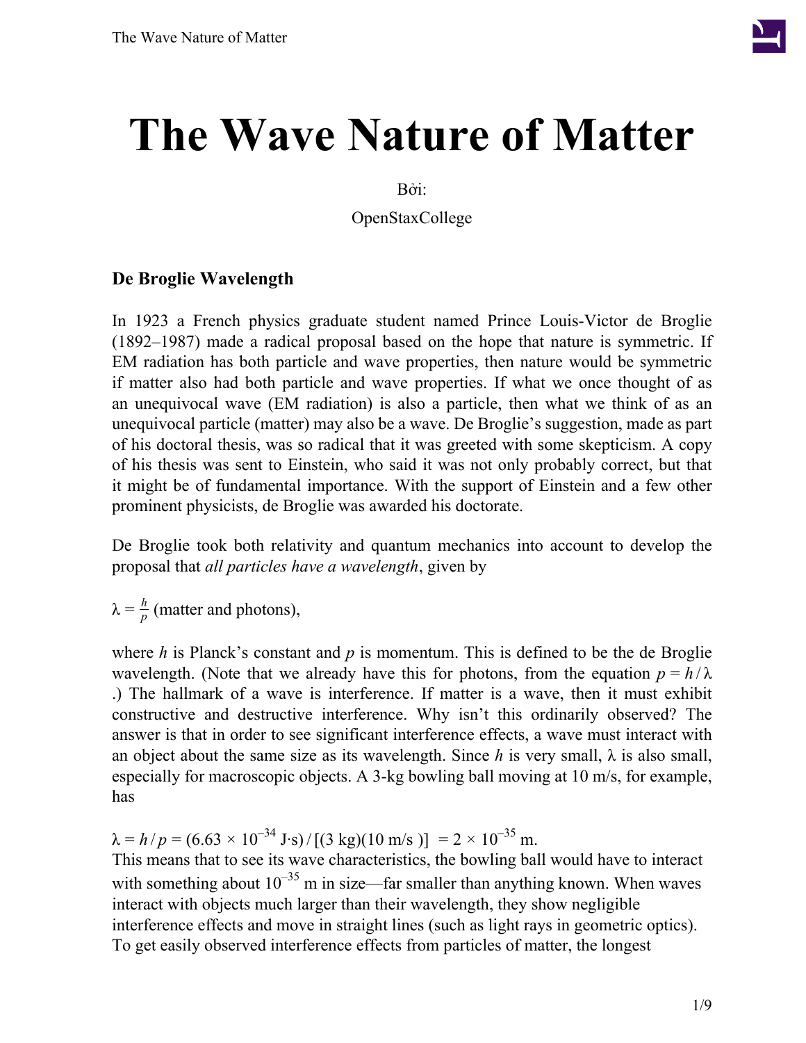# The Wave Nature of Matter

Bởi:

OpenStaxCollege

### De Broglie Wavelength

In 1923 a French physics graduate student named Prince Louis-Victor de Broglie (1892–1987) made a radical proposal based on the hope that nature is symmetric. If EM radiation has both particle and wave properties, then nature would be symmetric if matter also had both particle and wave properties. If what we once thought of as an unequivocal wave (EM radiation) is also a particle, then what we think of as an unequivocal particle (matter) may also be a wave. De Broglie's suggestion, made as part of his doctoral thesis, was so radical that it was greeted with some skepticism. A copy of his thesis was sent to Einstein, who said it was not only probably correct, but that it might be of fundamental importance. With the support of Einstein and a few other prominent physicists, de Broglie was awarded his doctorate.

De Broglie took both relativity and quantum mechanics into account to develop the proposal that *all particles have a wavelength*, given by

$$\lambda = \frac{h}{p} \text{ (matter and photons)},$$

where $h$ is Planck's constant and $p$ is momentum. This is defined to be the de Broglie wavelength. (Note that we already have this for photons, from the equation $p = h / \lambda$.) The hallmark of a wave is interference. If matter is a wave, then it must exhibit constructive and destructive interference. Why isn't this ordinarily observed? The answer is that in order to see significant interference effects, a wave must interact with an object about the same size as its wavelength. Since $h$ is very small, $\lambda$ is also small, especially for macroscopic objects. A 3-kg bowling ball moving at 10 m/s, for example, has

$$\lambda = h / p = (6.63 \times 10^{-34} \text{ J·s}) / [(3 \text{ kg})(10 \text{ m/s})] = 2 \times 10^{-35} \text{ m}.$$

This means that to see its wave characteristics, the bowling ball would have to interact with something about $10^{-35}$ m in size—far smaller than anything known. When waves interact with objects much larger than their wavelength, they show negligible interference effects and move in straight lines (such as light rays in geometric optics). To get easily observed interference effects from particles of matter, the longest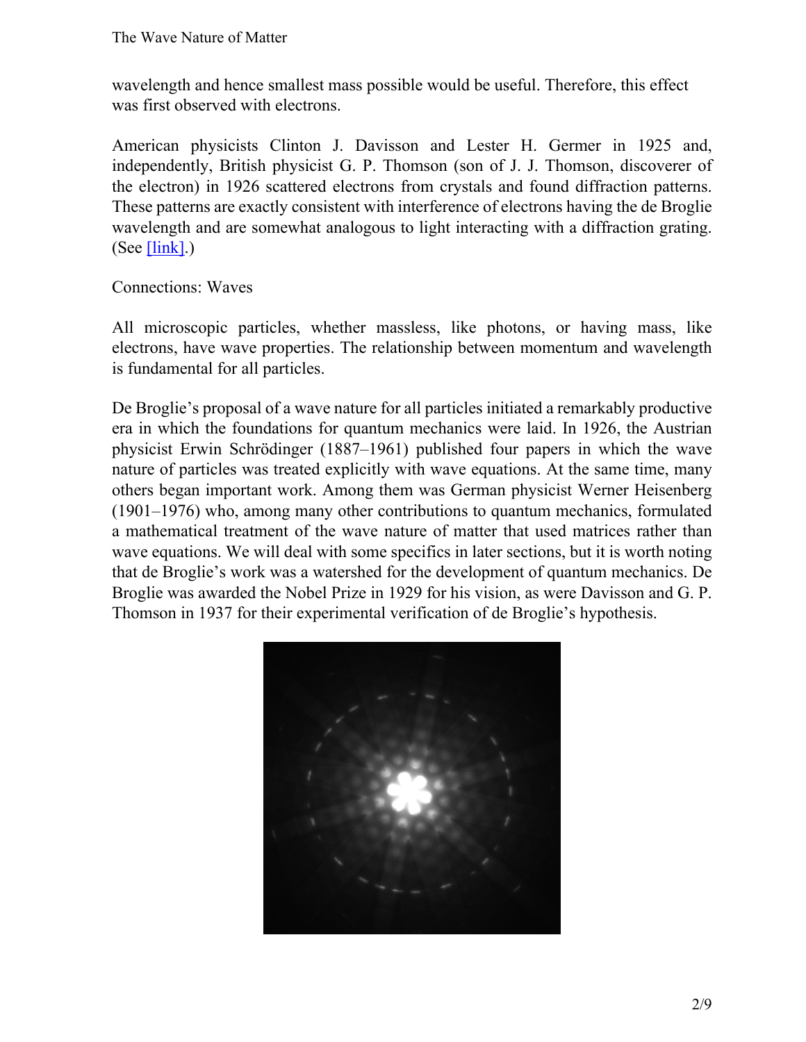wavelength and hence smallest mass possible would be useful. Therefore, this effect was first observed with electrons.

American physicists Clinton J. Davisson and Lester H. Germer in 1925 and, independently, British physicist G. P. Thomson (son of J. J. Thomson, discoverer of the electron) in 1926 scattered electrons from crystals and found diffraction patterns. These patterns are exactly consistent with interference of electrons having the de Broglie wavelength and are somewhat analogous to light interacting with a diffraction grating. (See [link].)

Connections: Waves

All microscopic particles, whether massless, like photons, or having mass, like electrons, have wave properties. The relationship between momentum and wavelength is fundamental for all particles.

De Broglie's proposal of a wave nature for all particles initiated a remarkably productive era in which the foundations for quantum mechanics were laid. In 1926, the Austrian physicist Erwin Schrödinger (1887–1961) published four papers in which the wave nature of particles was treated explicitly with wave equations. At the same time, many others began important work. Among them was German physicist Werner Heisenberg (1901–1976) who, among many other contributions to quantum mechanics, formulated a mathematical treatment of the wave nature of matter that used matrices rather than wave equations. We will deal with some specifics in later sections, but it is worth noting that de Broglie's work was a watershed for the development of quantum mechanics. De Broglie was awarded the Nobel Prize in 1929 for his vision, as were Davisson and G. P. Thomson in 1937 for their experimental verification of de Broglie's hypothesis.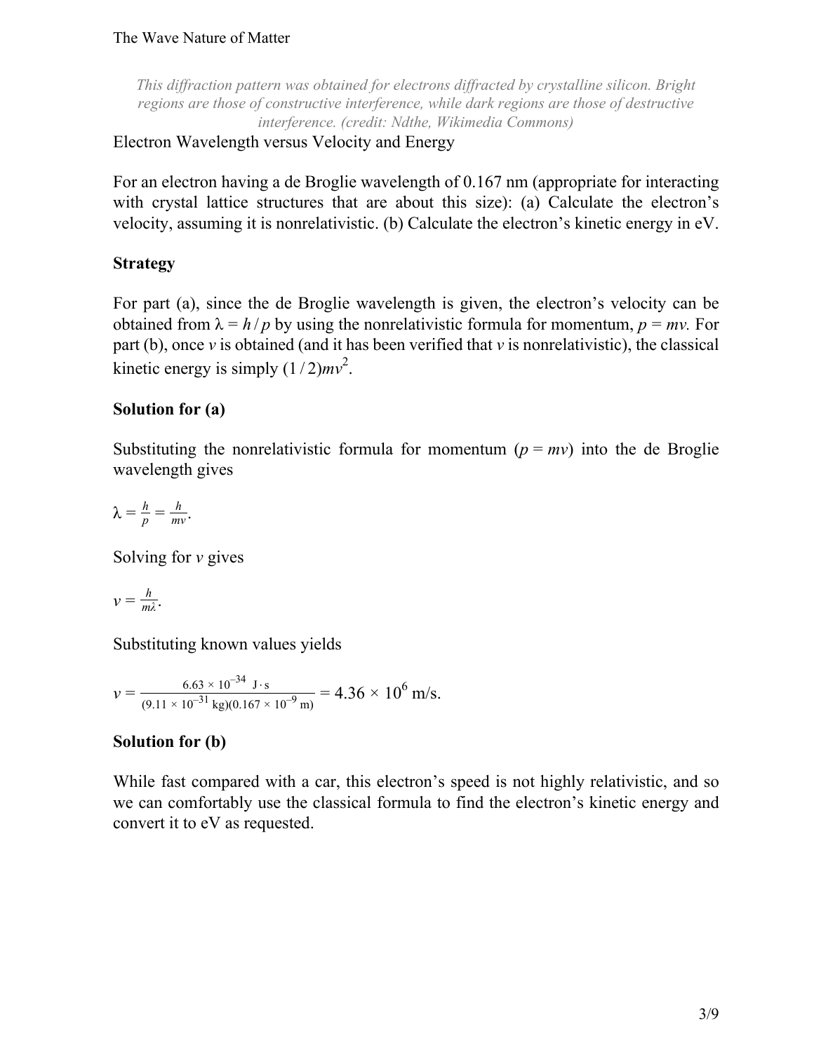*This diffraction pattern was obtained for electrons diffracted by crystalline silicon. Bright regions are those of constructive interference, while dark regions are those of destructive interference. (credit: Ndthe, Wikimedia Commons)*

Electron Wavelength versus Velocity and Energy

For an electron having a de Broglie wavelength of 0.167 nm (appropriate for interacting with crystal lattice structures that are about this size): (a) Calculate the electron's velocity, assuming it is nonrelativistic. (b) Calculate the electron's kinetic energy in eV.

**Strategy**

For part (a), since the de Broglie wavelength is given, the electron's velocity can be obtained from $\lambda = h/p$ by using the nonrelativistic formula for momentum, $p = mv$. For part (b), once $v$ is obtained (and it has been verified that $v$ is nonrelativistic), the classical kinetic energy is simply $(1/2)mv^2$.

**Solution for (a)**

Substituting the nonrelativistic formula for momentum ($p = mv$) into the de Broglie wavelength gives

$$\lambda = \frac{h}{p} = \frac{h}{mv}.$$

Solving for $v$ gives

$$v = \frac{h}{m\lambda}.$$

Substituting known values yields

$$v = \frac{6.63 \times 10^{-34}\ \text{J} \cdot \text{s}}{(9.11 \times 10^{-31}\ \text{kg})(0.167 \times 10^{-9}\ \text{m})} = 4.36 \times 10^{6}\ \text{m/s}.$$

**Solution for (b)**

While fast compared with a car, this electron's speed is not highly relativistic, and so we can comfortably use the classical formula to find the electron's kinetic energy and convert it to eV as requested.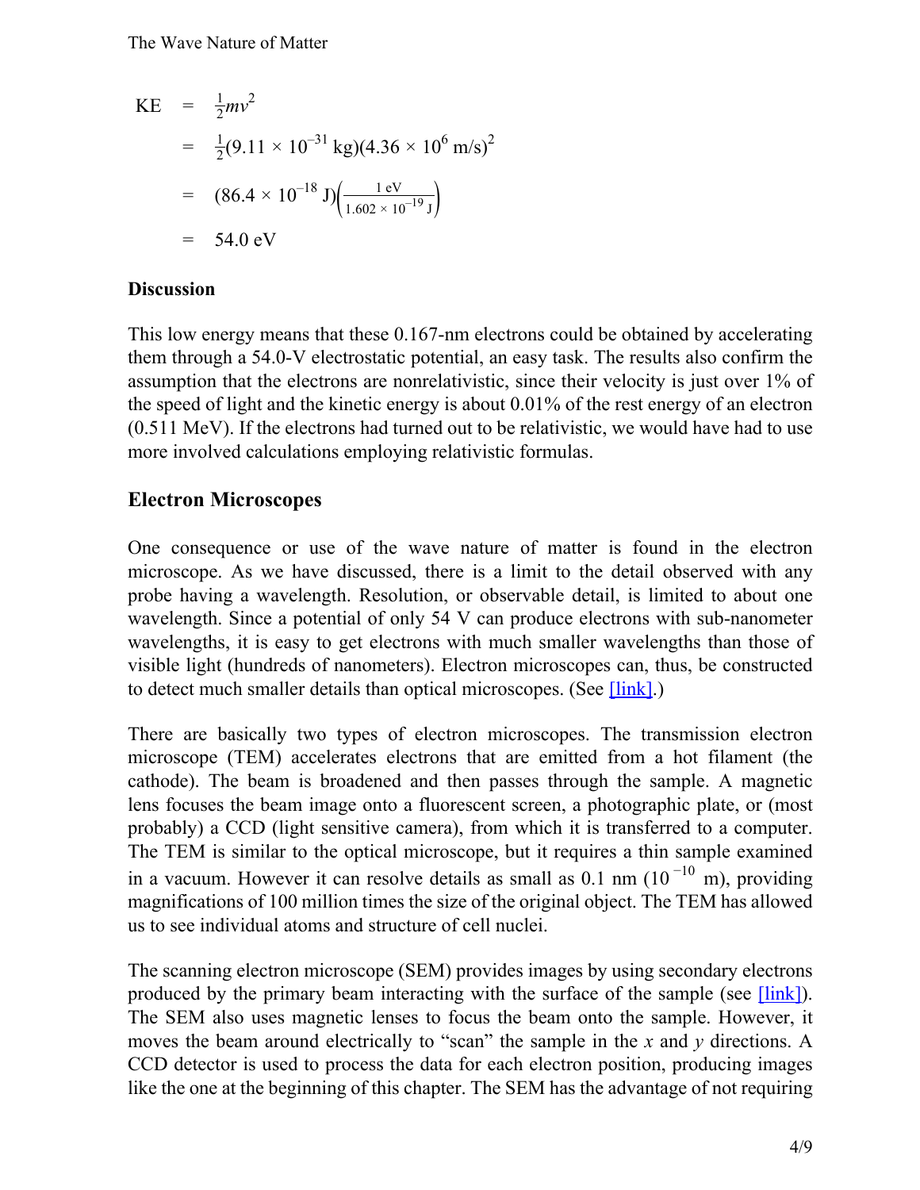$$
\begin{aligned}
\text{KE} &= \tfrac{1}{2}mv^2 \\
&= \tfrac{1}{2}(9.11 \times 10^{-31}\ \text{kg})(4.36 \times 10^{6}\ \text{m/s})^2 \\
&= (86.4 \times 10^{-18}\ \text{J})\left(\frac{1\ \text{eV}}{1.602 \times 10^{-19}\ \text{J}}\right) \\
&= 54.0\ \text{eV}
\end{aligned}
$$

**Discussion**

This low energy means that these 0.167-nm electrons could be obtained by accelerating them through a 54.0-V electrostatic potential, an easy task. The results also confirm the assumption that the electrons are nonrelativistic, since their velocity is just over 1% of the speed of light and the kinetic energy is about 0.01% of the rest energy of an electron (0.511 MeV). If the electrons had turned out to be relativistic, we would have had to use more involved calculations employing relativistic formulas.

## Electron Microscopes

One consequence or use of the wave nature of matter is found in the electron microscope. As we have discussed, there is a limit to the detail observed with any probe having a wavelength. Resolution, or observable detail, is limited to about one wavelength. Since a potential of only 54 V can produce electrons with sub-nanometer wavelengths, it is easy to get electrons with much smaller wavelengths than those of visible light (hundreds of nanometers). Electron microscopes can, thus, be constructed to detect much smaller details than optical microscopes. (See [link].)

There are basically two types of electron microscopes. The transmission electron microscope (TEM) accelerates electrons that are emitted from a hot filament (the cathode). The beam is broadened and then passes through the sample. A magnetic lens focuses the beam image onto a fluorescent screen, a photographic plate, or (most probably) a CCD (light sensitive camera), from which it is transferred to a computer. The TEM is similar to the optical microscope, but it requires a thin sample examined in a vacuum. However it can resolve details as small as 0.1 nm ($10^{-10}$ m), providing magnifications of 100 million times the size of the original object. The TEM has allowed us to see individual atoms and structure of cell nuclei.

The scanning electron microscope (SEM) provides images by using secondary electrons produced by the primary beam interacting with the surface of the sample (see [link]). The SEM also uses magnetic lenses to focus the beam onto the sample. However, it moves the beam around electrically to "scan" the sample in the $x$ and $y$ directions. A CCD detector is used to process the data for each electron position, producing images like the one at the beginning of this chapter. The SEM has the advantage of not requiring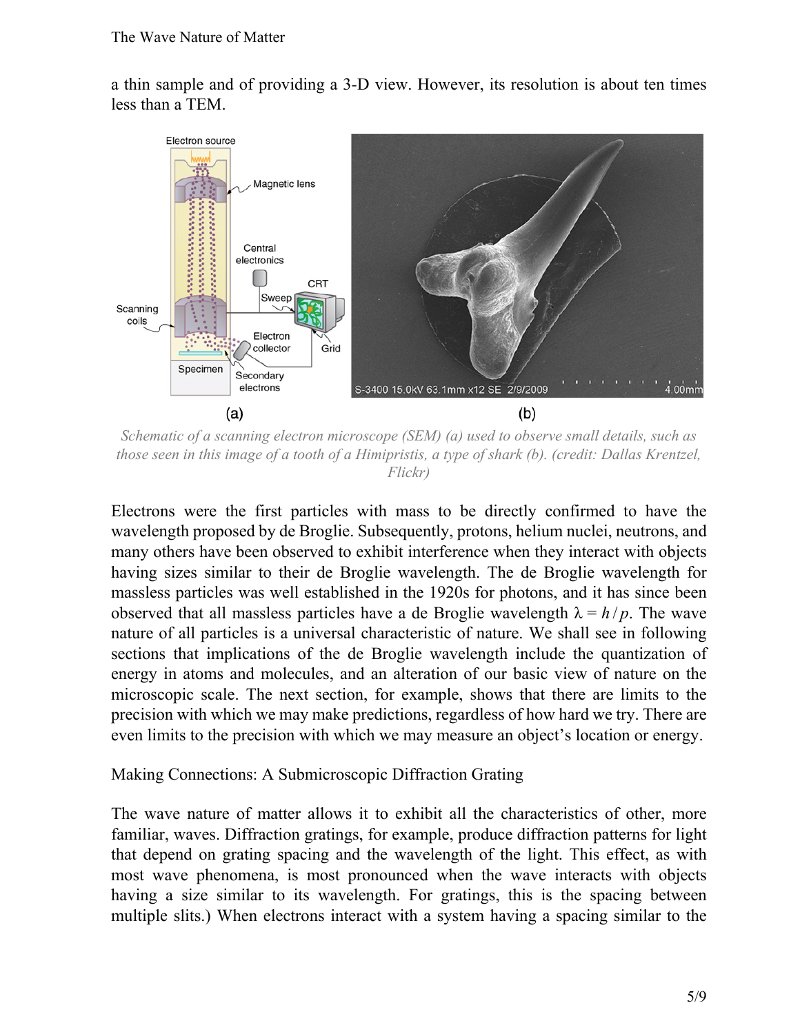a thin sample and of providing a 3-D view. However, its resolution is about ten times less than a TEM.

*Schematic of a scanning electron microscope (SEM) (a) used to observe small details, such as those seen in this image of a tooth of a Himipristis, a type of shark (b). (credit: Dallas Krentzel, Flickr)*

Electrons were the first particles with mass to be directly confirmed to have the wavelength proposed by de Broglie. Subsequently, protons, helium nuclei, neutrons, and many others have been observed to exhibit interference when they interact with objects having sizes similar to their de Broglie wavelength. The de Broglie wavelength for massless particles was well established in the 1920s for photons, and it has since been observed that all massless particles have a de Broglie wavelength $\lambda = h / p$. The wave nature of all particles is a universal characteristic of nature. We shall see in following sections that implications of the de Broglie wavelength include the quantization of energy in atoms and molecules, and an alteration of our basic view of nature on the microscopic scale. The next section, for example, shows that there are limits to the precision with which we may make predictions, regardless of how hard we try. There are even limits to the precision with which we may measure an object's location or energy.

Making Connections: A Submicroscopic Diffraction Grating

The wave nature of matter allows it to exhibit all the characteristics of other, more familiar, waves. Diffraction gratings, for example, produce diffraction patterns for light that depend on grating spacing and the wavelength of the light. This effect, as with most wave phenomena, is most pronounced when the wave interacts with objects having a size similar to its wavelength. For gratings, this is the spacing between multiple slits.) When electrons interact with a system having a spacing similar to the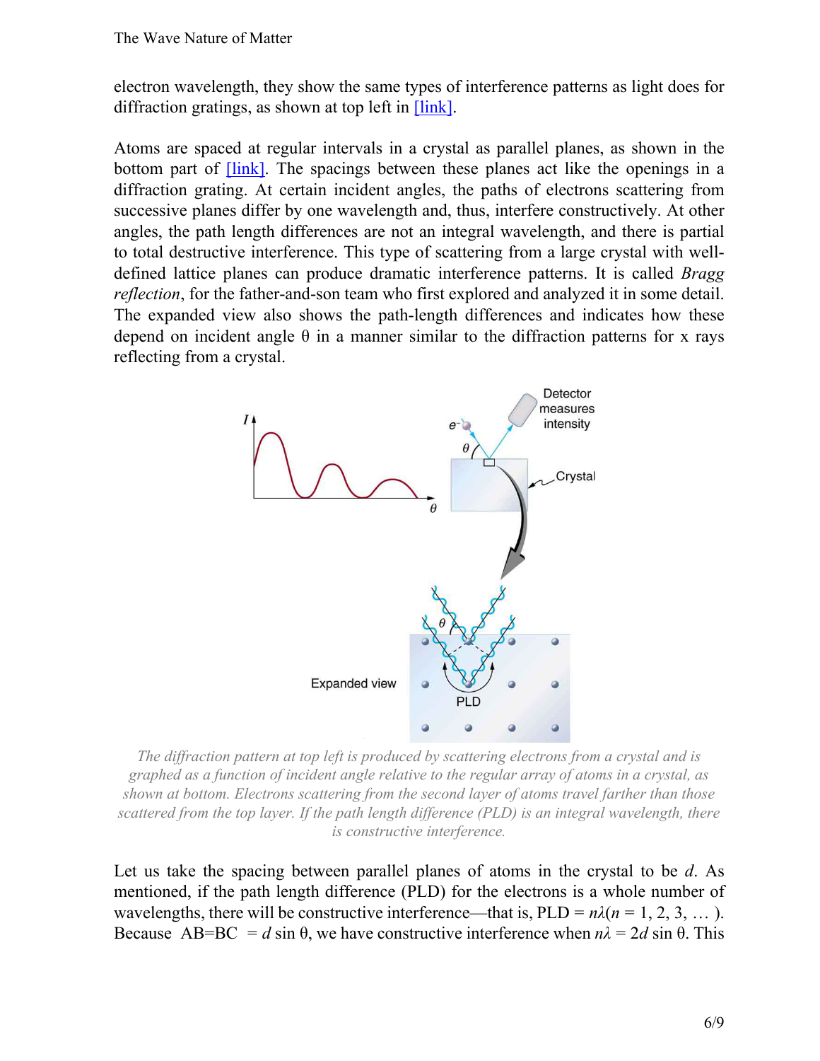electron wavelength, they show the same types of interference patterns as light does for diffraction gratings, as shown at top left in [link].

Atoms are spaced at regular intervals in a crystal as parallel planes, as shown in the bottom part of [link]. The spacings between these planes act like the openings in a diffraction grating. At certain incident angles, the paths of electrons scattering from successive planes differ by one wavelength and, thus, interfere constructively. At other angles, the path length differences are not an integral wavelength, and there is partial to total destructive interference. This type of scattering from a large crystal with well-defined lattice planes can produce dramatic interference patterns. It is called *Bragg reflection*, for the father-and-son team who first explored and analyzed it in some detail. The expanded view also shows the path-length differences and indicates how these depend on incident angle $\theta$ in a manner similar to the diffraction patterns for x rays reflecting from a crystal.

*The diffraction pattern at top left is produced by scattering electrons from a crystal and is graphed as a function of incident angle relative to the regular array of atoms in a crystal, as shown at bottom. Electrons scattering from the second layer of atoms travel farther than those scattered from the top layer. If the path length difference (PLD) is an integral wavelength, there is constructive interference.*

Let us take the spacing between parallel planes of atoms in the crystal to be $d$. As mentioned, if the path length difference (PLD) for the electrons is a whole number of wavelengths, there will be constructive interference—that is, PLD = $n\lambda (n = 1, 2, 3, \dots)$. Because $AB = BC = d \sin\theta$, we have constructive interference when $n\lambda = 2d \sin\theta$. This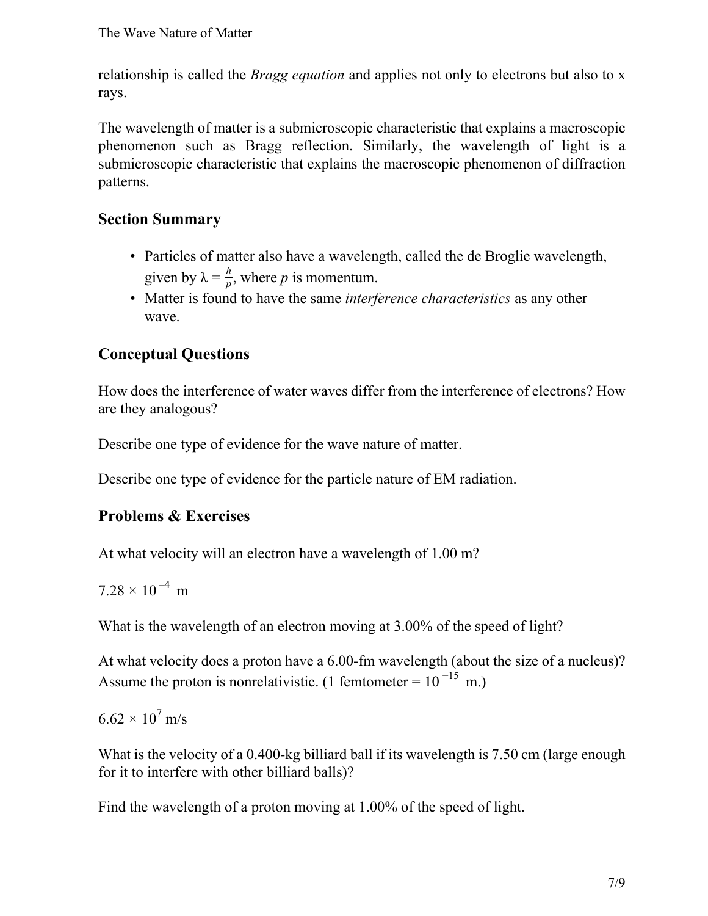relationship is called the *Bragg equation* and applies not only to electrons but also to x rays.

The wavelength of matter is a submicroscopic characteristic that explains a macroscopic phenomenon such as Bragg reflection. Similarly, the wavelength of light is a submicroscopic characteristic that explains the macroscopic phenomenon of diffraction patterns.

## Section Summary

- Particles of matter also have a wavelength, called the de Broglie wavelength, given by $\lambda = \frac{h}{p}$, where $p$ is momentum.
- Matter is found to have the same *interference characteristics* as any other wave.

## Conceptual Questions

How does the interference of water waves differ from the interference of electrons? How are they analogous?

Describe one type of evidence for the wave nature of matter.

Describe one type of evidence for the particle nature of EM radiation.

## Problems & Exercises

At what velocity will an electron have a wavelength of 1.00 m?

$7.28 \times 10^{-4}$ m

What is the wavelength of an electron moving at 3.00% of the speed of light?

At what velocity does a proton have a 6.00-fm wavelength (about the size of a nucleus)? Assume the proton is nonrelativistic. (1 femtometer = $10^{-15}$ m.)

$6.62 \times 10^{7}$ m/s

What is the velocity of a 0.400-kg billiard ball if its wavelength is 7.50 cm (large enough for it to interfere with other billiard balls)?

Find the wavelength of a proton moving at 1.00% of the speed of light.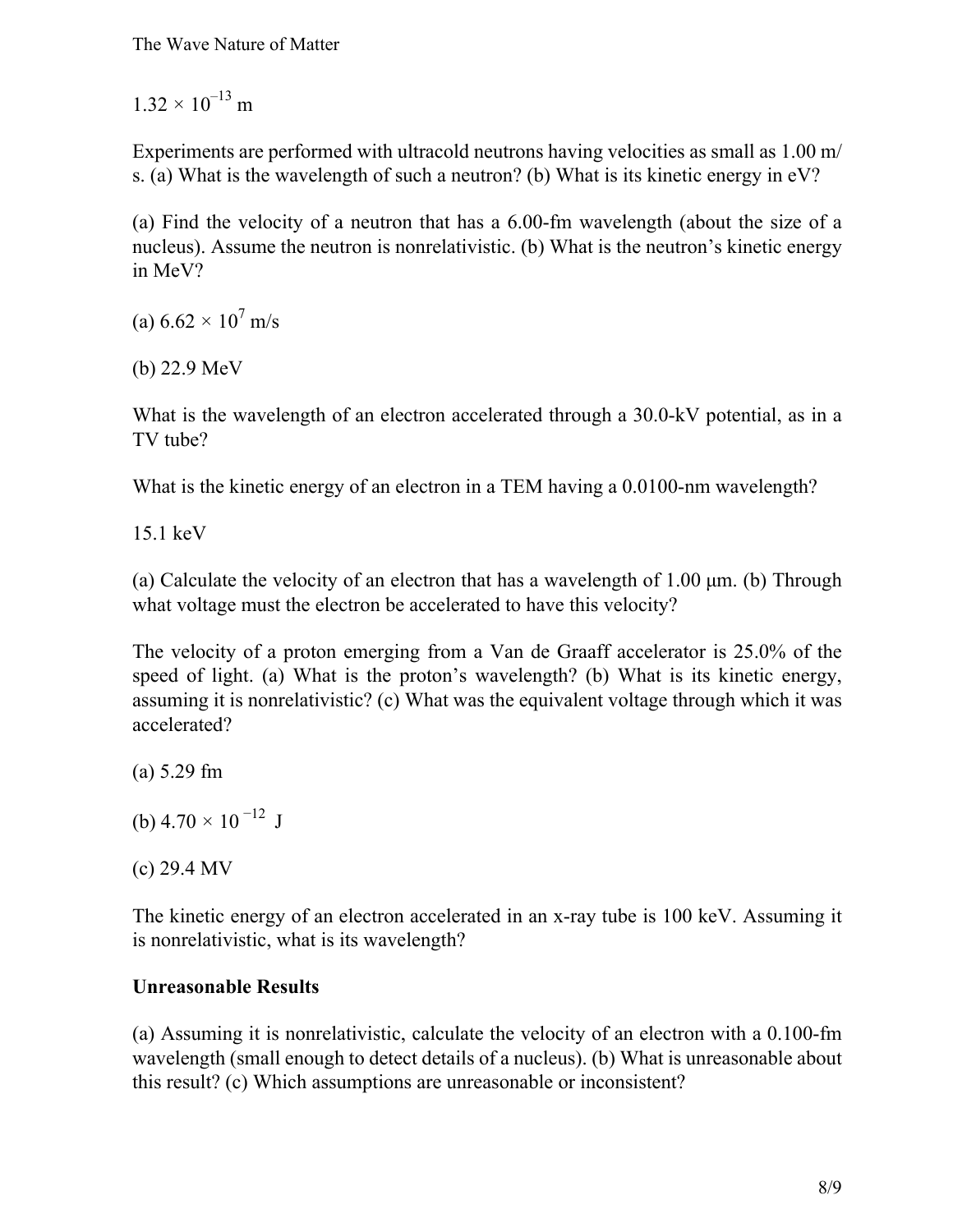$1.32 \times 10^{-13}$ m

Experiments are performed with ultracold neutrons having velocities as small as 1.00 m/s. (a) What is the wavelength of such a neutron? (b) What is its kinetic energy in eV?

(a) Find the velocity of a neutron that has a 6.00-fm wavelength (about the size of a nucleus). Assume the neutron is nonrelativistic. (b) What is the neutron's kinetic energy in MeV?

(a) $6.62 \times 10^{7}$ m/s

(b) 22.9 MeV

What is the wavelength of an electron accelerated through a 30.0-kV potential, as in a TV tube?

What is the kinetic energy of an electron in a TEM having a 0.0100-nm wavelength?

15.1 keV

(a) Calculate the velocity of an electron that has a wavelength of 1.00 μm. (b) Through what voltage must the electron be accelerated to have this velocity?

The velocity of a proton emerging from a Van de Graaff accelerator is 25.0% of the speed of light. (a) What is the proton's wavelength? (b) What is its kinetic energy, assuming it is nonrelativistic? (c) What was the equivalent voltage through which it was accelerated?

(a) 5.29 fm

(b) $4.70 \times 10^{-12}$ J

(c) 29.4 MV

The kinetic energy of an electron accelerated in an x-ray tube is 100 keV. Assuming it is nonrelativistic, what is its wavelength?

**Unreasonable Results**

(a) Assuming it is nonrelativistic, calculate the velocity of an electron with a 0.100-fm wavelength (small enough to detect details of a nucleus). (b) What is unreasonable about this result? (c) Which assumptions are unreasonable or inconsistent?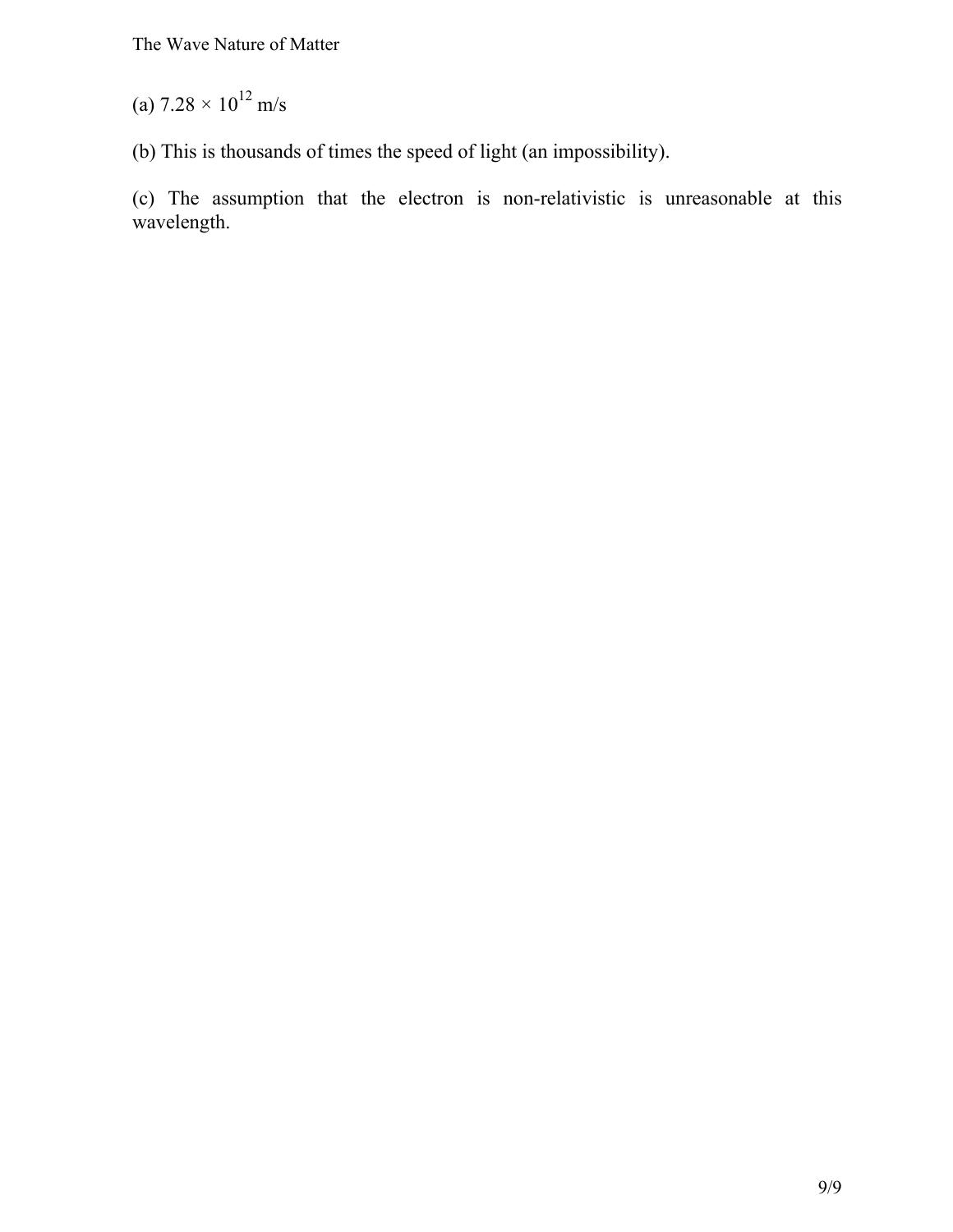(a) $7.28 \times 10^{12}$ m/s

(b) This is thousands of times the speed of light (an impossibility).

(c) The assumption that the electron is non-relativistic is unreasonable at this wavelength.